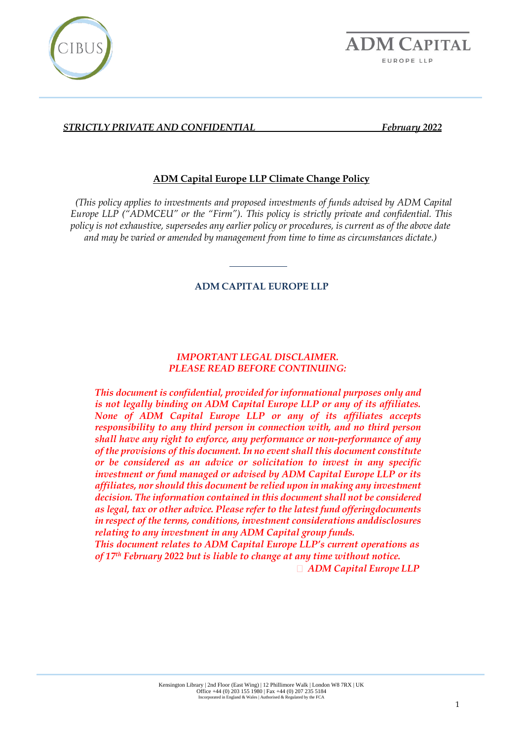***STRICTLY PRIVATE AND CONFIDENTIAL*** ***February 2022***

# ADM Capital Europe LLP Climate Change Policy

*(This policy applies to investments and proposed investments of funds advised by ADM Capital Europe LLP ("ADMCEU" or the "Firm"). This policy is strictly private and confidential. This policy is not exhaustive, supersedes any earlier policy or procedures, is current as of the above date and may be varied or amended by management from time to time as circumstances dictate.)*

---

## ADM CAPITAL EUROPE LLP

*IMPORTANT LEGAL DISCLAIMER.*
*PLEASE READ BEFORE CONTINUING:*

***This document is confidential, provided for informational purposes only and is not legally binding on ADM Capital Europe LLP or any of its affiliates. None of ADM Capital Europe LLP or any of its affiliates accepts responsibility to any third person in connection with, and no third person shall have any right to enforce, any performance or non-performance of any of the provisions of this document. In no event shall this document constitute or be considered as an advice or solicitation to invest in any specific investment or fund managed or advised by ADM Capital Europe LLP or its affiliates, nor should this document be relied upon in making any investment decision. The information contained in this document shall not be considered as legal, tax or other advice. Please refer to the latest fund offeringdocuments in respect of the terms, conditions, investment considerations anddisclosures relating to any investment in any ADM Capital group funds.***
***This document relates to ADM Capital Europe LLP's current operations as of 17th February 2022 but is liable to change at any time without notice.***
*ADM Capital Europe LLP*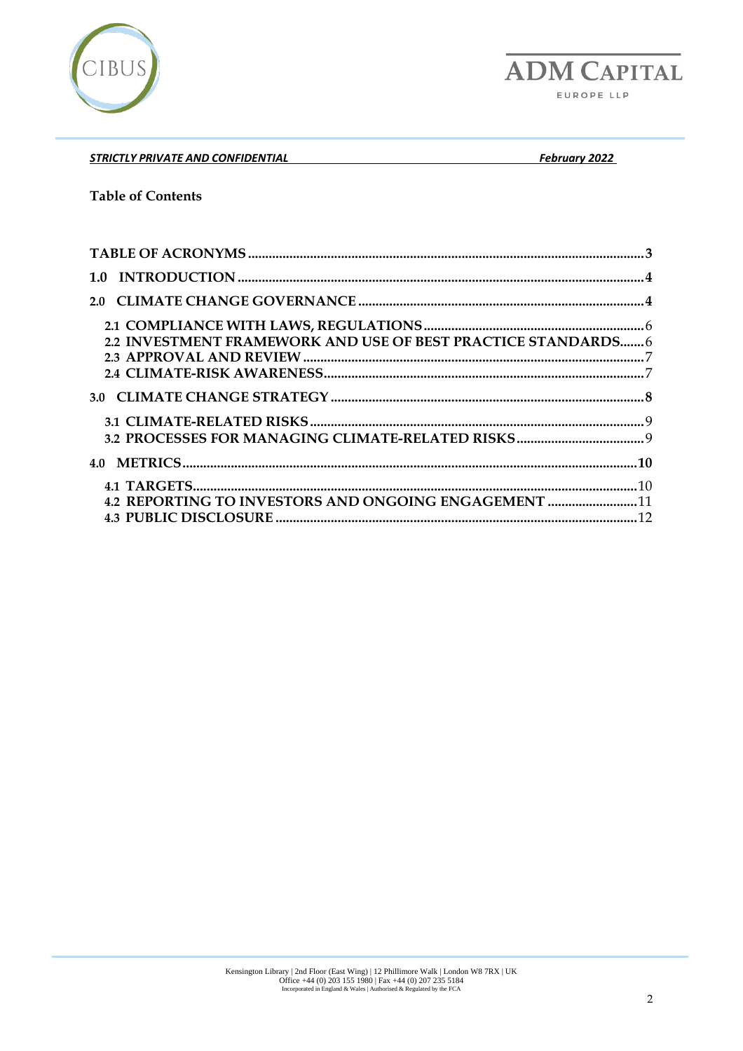**_STRICTLY PRIVATE AND CONFIDENTIAL_** **_February 2022_**

**Table of Contents**

**TABLE OF ACRONYMS** ........................................................................................................... **3**

**1.0 INTRODUCTION** ................................................................................................................ **4**

**2.0 CLIMATE CHANGE GOVERNANCE** .................................................................................. **4**

- **2.1 COMPLIANCE WITH LAWS, REGULATIONS** ............................................................... 6
- **2.2 INVESTMENT FRAMEWORK AND USE OF BEST PRACTICE STANDARDS** ....... 6
- **2.3 APPROVAL AND REVIEW** ................................................................................................... 7
- **2.4 CLIMATE-RISK AWARENESS** ............................................................................................. 7

**3.0 CLIMATE CHANGE STRATEGY** ........................................................................................... **8**

- **3.1 CLIMATE-RELATED RISKS** ................................................................................................. 9
- **3.2 PROCESSES FOR MANAGING CLIMATE-RELATED RISKS** ..................................... 9

**4.0 METRICS** ................................................................................................................................. **10**

- **4.1 TARGETS** ............................................................................................................................. 10
- **4.2 REPORTING TO INVESTORS AND ONGOING ENGAGEMENT** .......................... 11
- **4.3 PUBLIC DISCLOSURE** ....................................................................................................... 12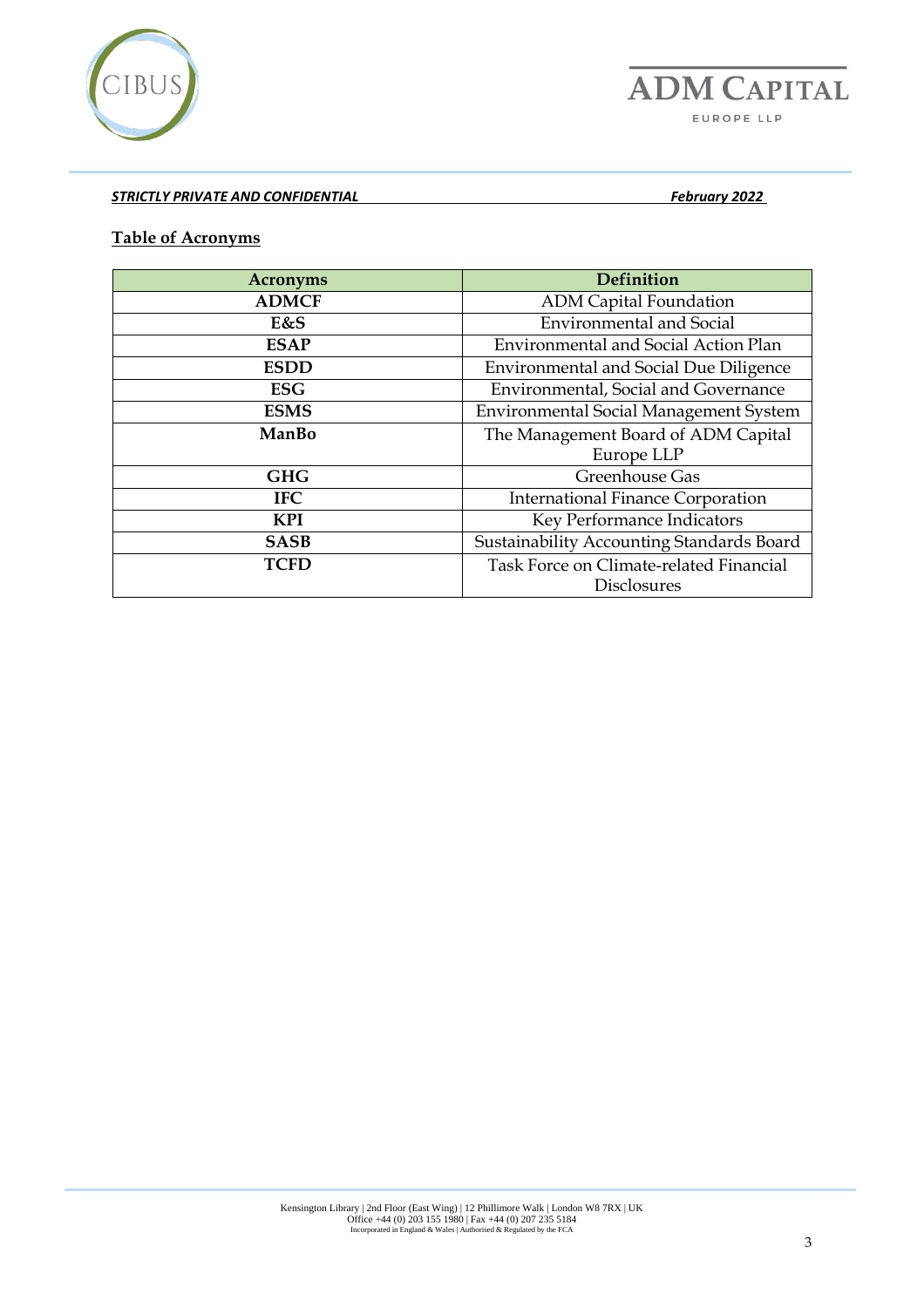**_STRICTLY PRIVATE AND CONFIDENTIAL_** **_February 2022_**

## Table of Acronyms

| Acronyms | Definition |
|---|---|
| **ADMCF** | ADM Capital Foundation |
| **E&S** | Environmental and Social |
| **ESAP** | Environmental and Social Action Plan |
| **ESDD** | Environmental and Social Due Diligence |
| **ESG** | Environmental, Social and Governance |
| **ESMS** | Environmental Social Management System |
| **ManBo** | The Management Board of ADM Capital Europe LLP |
| **GHG** | Greenhouse Gas |
| **IFC** | International Finance Corporation |
| **KPI** | Key Performance Indicators |
| **SASB** | Sustainability Accounting Standards Board |
| **TCFD** | Task Force on Climate-related Financial Disclosures |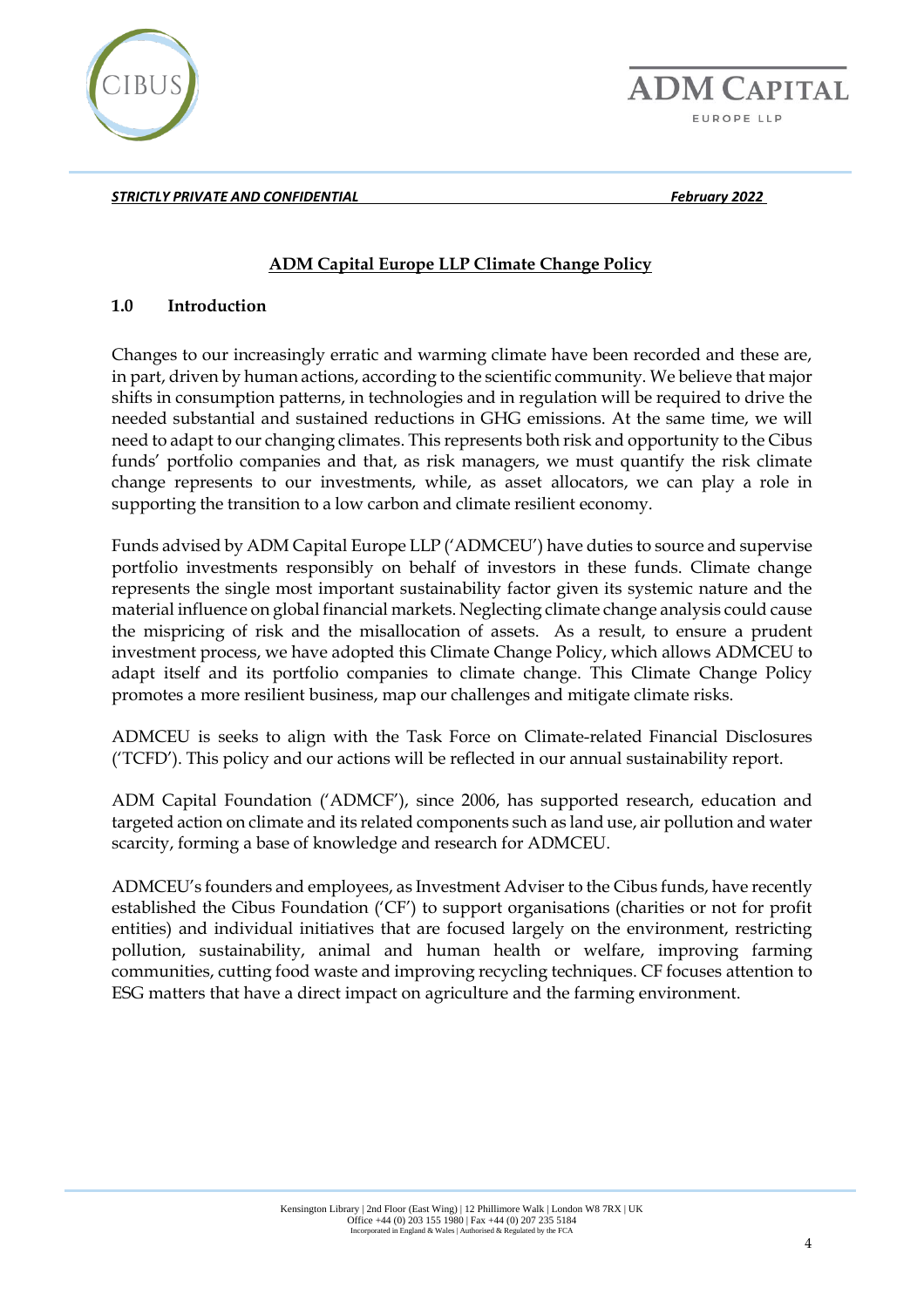***STRICTLY PRIVATE AND CONFIDENTIAL*** ***February 2022***

# ADM Capital Europe LLP Climate Change Policy

## 1.0 Introduction

Changes to our increasingly erratic and warming climate have been recorded and these are, in part, driven by human actions, according to the scientific community. We believe that major shifts in consumption patterns, in technologies and in regulation will be required to drive the needed substantial and sustained reductions in GHG emissions. At the same time, we will need to adapt to our changing climates. This represents both risk and opportunity to the Cibus funds' portfolio companies and that, as risk managers, we must quantify the risk climate change represents to our investments, while, as asset allocators, we can play a role in supporting the transition to a low carbon and climate resilient economy.

Funds advised by ADM Capital Europe LLP ('ADMCEU') have duties to source and supervise portfolio investments responsibly on behalf of investors in these funds. Climate change represents the single most important sustainability factor given its systemic nature and the material influence on global financial markets. Neglecting climate change analysis could cause the mispricing of risk and the misallocation of assets. As a result, to ensure a prudent investment process, we have adopted this Climate Change Policy, which allows ADMCEU to adapt itself and its portfolio companies to climate change. This Climate Change Policy promotes a more resilient business, map our challenges and mitigate climate risks.

ADMCEU is seeks to align with the Task Force on Climate-related Financial Disclosures ('TCFD'). This policy and our actions will be reflected in our annual sustainability report.

ADM Capital Foundation ('ADMCF'), since 2006, has supported research, education and targeted action on climate and its related components such as land use, air pollution and water scarcity, forming a base of knowledge and research for ADMCEU.

ADMCEU's founders and employees, as Investment Adviser to the Cibus funds, have recently established the Cibus Foundation ('CF') to support organisations (charities or not for profit entities) and individual initiatives that are focused largely on the environment, restricting pollution, sustainability, animal and human health or welfare, improving farming communities, cutting food waste and improving recycling techniques. CF focuses attention to ESG matters that have a direct impact on agriculture and the farming environment.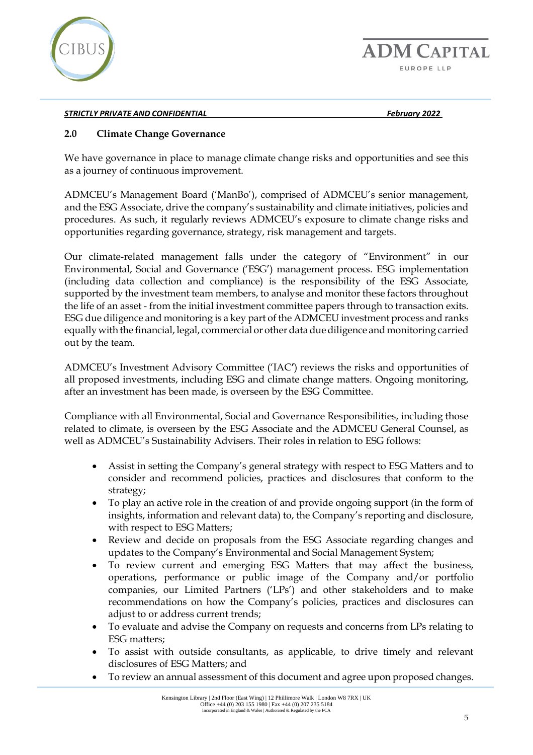***STRICTLY PRIVATE AND CONFIDENTIAL*** ***February 2022***

## 2.0 Climate Change Governance

We have governance in place to manage climate change risks and opportunities and see this as a journey of continuous improvement.

ADMCEU's Management Board ('ManBo'), comprised of ADMCEU's senior management, and the ESG Associate, drive the company's sustainability and climate initiatives, policies and procedures. As such, it regularly reviews ADMCEU's exposure to climate change risks and opportunities regarding governance, strategy, risk management and targets.

Our climate-related management falls under the category of "Environment" in our Environmental, Social and Governance ('ESG') management process. ESG implementation (including data collection and compliance) is the responsibility of the ESG Associate, supported by the investment team members, to analyse and monitor these factors throughout the life of an asset - from the initial investment committee papers through to transaction exits. ESG due diligence and monitoring is a key part of the ADMCEU investment process and ranks equally with the financial, legal, commercial or other data due diligence and monitoring carried out by the team.

ADMCEU's Investment Advisory Committee ('IAC') reviews the risks and opportunities of all proposed investments, including ESG and climate change matters. Ongoing monitoring, after an investment has been made, is overseen by the ESG Committee.

Compliance with all Environmental, Social and Governance Responsibilities, including those related to climate, is overseen by the ESG Associate and the ADMCEU General Counsel, as well as ADMCEU's Sustainability Advisers. Their roles in relation to ESG follows:

- Assist in setting the Company's general strategy with respect to ESG Matters and to consider and recommend policies, practices and disclosures that conform to the strategy;
- To play an active role in the creation of and provide ongoing support (in the form of insights, information and relevant data) to, the Company's reporting and disclosure, with respect to ESG Matters;
- Review and decide on proposals from the ESG Associate regarding changes and updates to the Company's Environmental and Social Management System;
- To review current and emerging ESG Matters that may affect the business, operations, performance or public image of the Company and/or portfolio companies, our Limited Partners ('LPs') and other stakeholders and to make recommendations on how the Company's policies, practices and disclosures can adjust to or address current trends;
- To evaluate and advise the Company on requests and concerns from LPs relating to ESG matters;
- To assist with outside consultants, as applicable, to drive timely and relevant disclosures of ESG Matters; and
- To review an annual assessment of this document and agree upon proposed changes.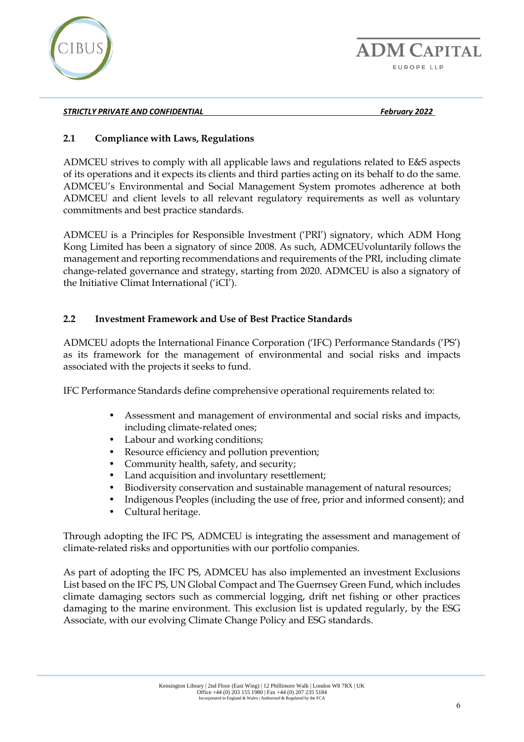## 2.1 Compliance with Laws, Regulations

ADMCEU strives to comply with all applicable laws and regulations related to E&S aspects of its operations and it expects its clients and third parties acting on its behalf to do the same. ADMCEU's Environmental and Social Management System promotes adherence at both ADMCEU and client levels to all relevant regulatory requirements as well as voluntary commitments and best practice standards.

ADMCEU is a Principles for Responsible Investment ('PRI') signatory, which ADM Hong Kong Limited has been a signatory of since 2008. As such, ADMCEUvoluntarily follows the management and reporting recommendations and requirements of the PRI, including climate change-related governance and strategy, starting from 2020. ADMCEU is also a signatory of the Initiative Climat International ('iCI').

## 2.2 Investment Framework and Use of Best Practice Standards

ADMCEU adopts the International Finance Corporation ('IFC) Performance Standards ('PS') as its framework for the management of environmental and social risks and impacts associated with the projects it seeks to fund.

IFC Performance Standards define comprehensive operational requirements related to:

- Assessment and management of environmental and social risks and impacts, including climate-related ones;
- Labour and working conditions;
- Resource efficiency and pollution prevention;
- Community health, safety, and security;
- Land acquisition and involuntary resettlement;
- Biodiversity conservation and sustainable management of natural resources;
- Indigenous Peoples (including the use of free, prior and informed consent); and
- Cultural heritage.

Through adopting the IFC PS, ADMCEU is integrating the assessment and management of climate-related risks and opportunities with our portfolio companies.

As part of adopting the IFC PS, ADMCEU has also implemented an investment Exclusions List based on the IFC PS, UN Global Compact and The Guernsey Green Fund, which includes climate damaging sectors such as commercial logging, drift net fishing or other practices damaging to the marine environment. This exclusion list is updated regularly, by the ESG Associate, with our evolving Climate Change Policy and ESG standards.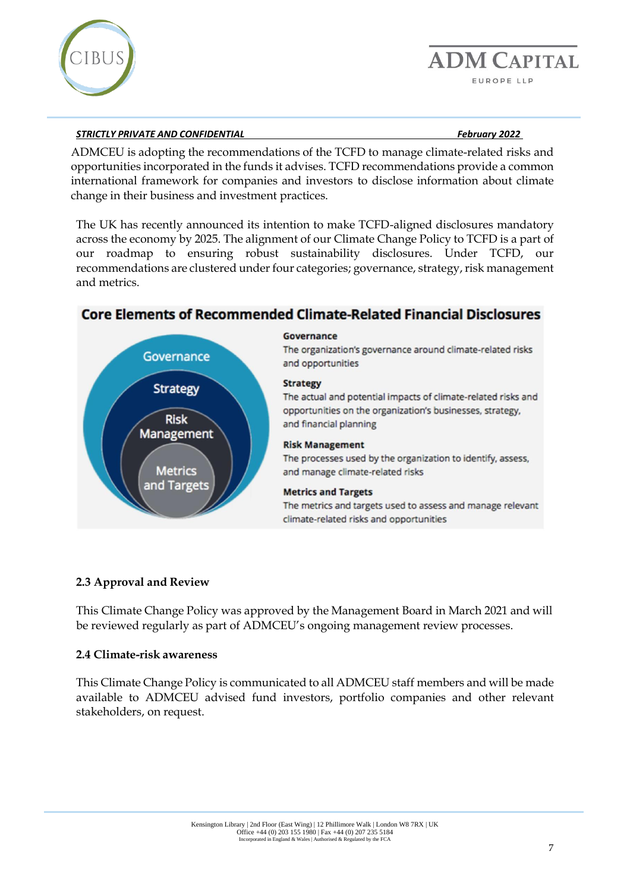ADMCEU is adopting the recommendations of the TCFD to manage climate-related risks and opportunities incorporated in the funds it advises. TCFD recommendations provide a common international framework for companies and investors to disclose information about climate change in their business and investment practices.

The UK has recently announced its intention to make TCFD-aligned disclosures mandatory across the economy by 2025. The alignment of our Climate Change Policy to TCFD is a part of our roadmap to ensuring robust sustainability disclosures. Under TCFD, our recommendations are clustered under four categories; governance, strategy, risk management and metrics.

**Core Elements of Recommended Climate-Related Financial Disclosures**

**Governance**
The organization's governance around climate-related risks and opportunities

**Strategy**
The actual and potential impacts of climate-related risks and opportunities on the organization's businesses, strategy, and financial planning

**Risk Management**
The processes used by the organization to identify, assess, and manage climate-related risks

**Metrics and Targets**
The metrics and targets used to assess and manage relevant climate-related risks and opportunities

### 2.3 Approval and Review

This Climate Change Policy was approved by the Management Board in March 2021 and will be reviewed regularly as part of ADMCEU's ongoing management review processes.

### 2.4 Climate-risk awareness

This Climate Change Policy is communicated to all ADMCEU staff members and will be made available to ADMCEU advised fund investors, portfolio companies and other relevant stakeholders, on request.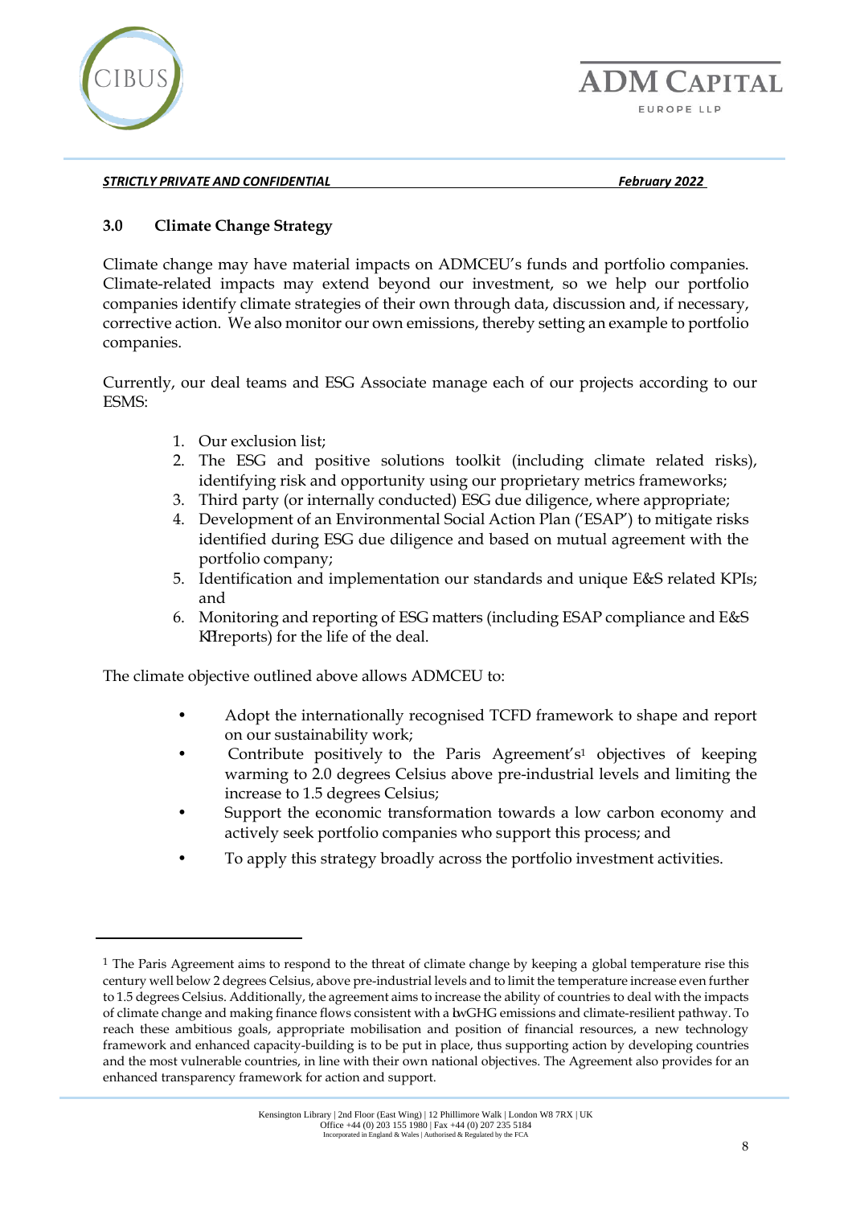## 3.0 Climate Change Strategy

Climate change may have material impacts on ADMCEU's funds and portfolio companies. Climate-related impacts may extend beyond our investment, so we help our portfolio companies identify climate strategies of their own through data, discussion and, if necessary, corrective action. We also monitor our own emissions, thereby setting an example to portfolio companies.

Currently, our deal teams and ESG Associate manage each of our projects according to our ESMS:

1. Our exclusion list;
2. The ESG and positive solutions toolkit (including climate related risks), identifying risk and opportunity using our proprietary metrics frameworks;
3. Third party (or internally conducted) ESG due diligence, where appropriate;
4. Development of an Environmental Social Action Plan ('ESAP') to mitigate risks identified during ESG due diligence and based on mutual agreement with the portfolio company;
5. Identification and implementation our standards and unique E&S related KPIs; and
6. Monitoring and reporting of ESG matters (including ESAP compliance and E&S KPI reports) for the life of the deal.

The climate objective outlined above allows ADMCEU to:

- Adopt the internationally recognised TCFD framework to shape and report on our sustainability work;
- Contribute positively to the Paris Agreement's[1] objectives of keeping warming to 2.0 degrees Celsius above pre-industrial levels and limiting the increase to 1.5 degrees Celsius;
- Support the economic transformation towards a low carbon economy and actively seek portfolio companies who support this process; and
- To apply this strategy broadly across the portfolio investment activities.

[1] The Paris Agreement aims to respond to the threat of climate change by keeping a global temperature rise this century well below 2 degrees Celsius, above pre-industrial levels and to limit the temperature increase even further to 1.5 degrees Celsius. Additionally, the agreement aims to increase the ability of countries to deal with the impacts of climate change and making finance flows consistent with a low GHG emissions and climate-resilient pathway. To reach these ambitious goals, appropriate mobilisation and position of financial resources, a new technology framework and enhanced capacity-building is to be put in place, thus supporting action by developing countries and the most vulnerable countries, in line with their own national objectives. The Agreement also provides for an enhanced transparency framework for action and support.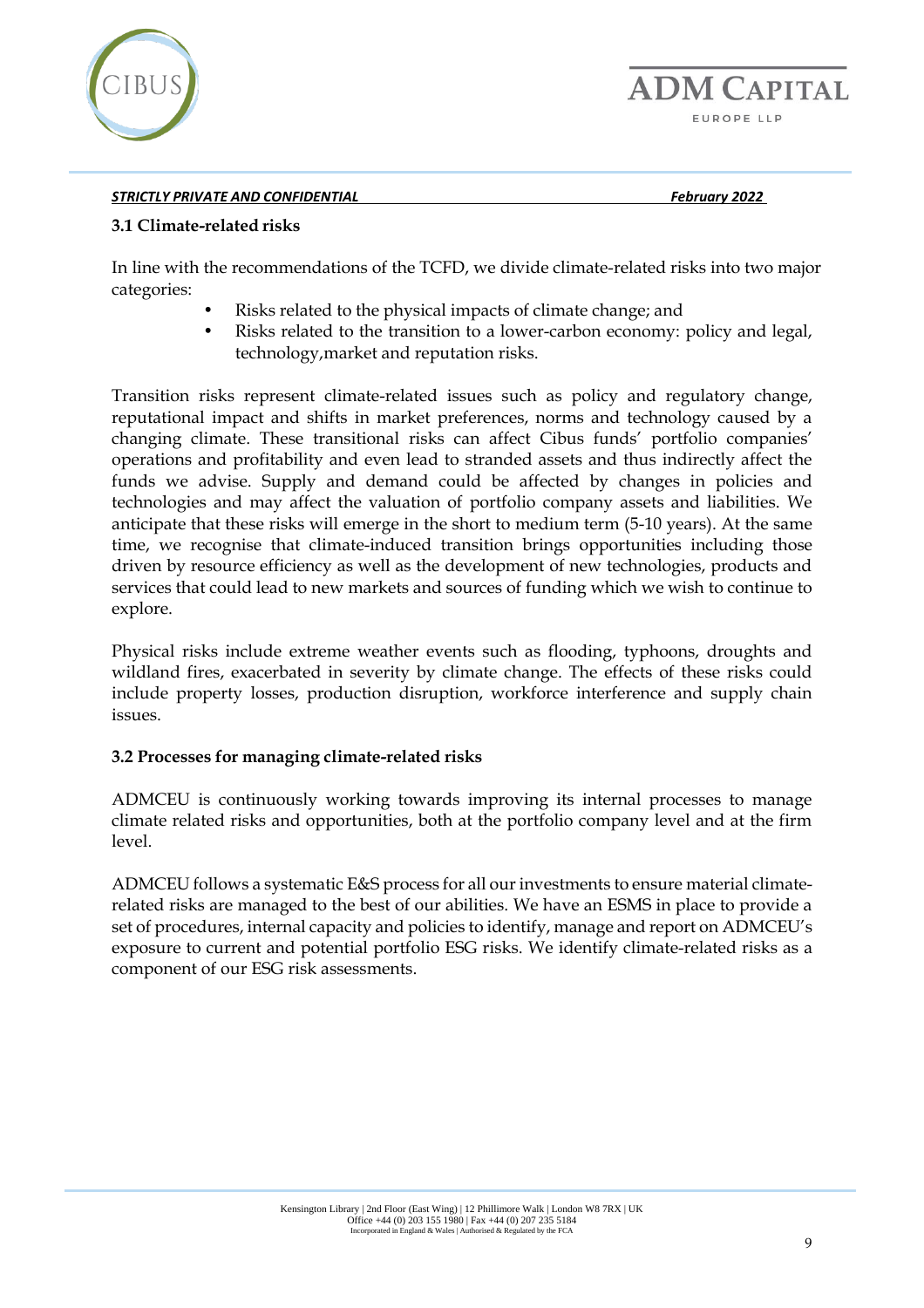### 3.1 Climate-related risks

In line with the recommendations of the TCFD, we divide climate-related risks into two major categories:

- Risks related to the physical impacts of climate change; and
- Risks related to the transition to a lower-carbon economy: policy and legal, technology,market and reputation risks.

Transition risks represent climate-related issues such as policy and regulatory change, reputational impact and shifts in market preferences, norms and technology caused by a changing climate. These transitional risks can affect Cibus funds' portfolio companies' operations and profitability and even lead to stranded assets and thus indirectly affect the funds we advise. Supply and demand could be affected by changes in policies and technologies and may affect the valuation of portfolio company assets and liabilities. We anticipate that these risks will emerge in the short to medium term (5-10 years). At the same time, we recognise that climate-induced transition brings opportunities including those driven by resource efficiency as well as the development of new technologies, products and services that could lead to new markets and sources of funding which we wish to continue to explore.

Physical risks include extreme weather events such as flooding, typhoons, droughts and wildland fires, exacerbated in severity by climate change. The effects of these risks could include property losses, production disruption, workforce interference and supply chain issues.

### 3.2 Processes for managing climate-related risks

ADMCEU is continuously working towards improving its internal processes to manage climate related risks and opportunities, both at the portfolio company level and at the firm level.

ADMCEU follows a systematic E&S process for all our investments to ensure material climate-related risks are managed to the best of our abilities. We have an ESMS in place to provide a set of procedures, internal capacity and policies to identify, manage and report on ADMCEU's exposure to current and potential portfolio ESG risks. We identify climate-related risks as a component of our ESG risk assessments.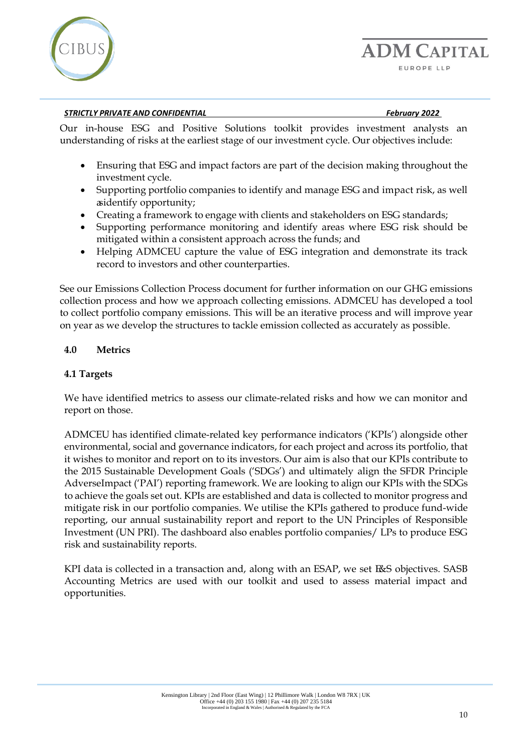Our in-house ESG and Positive Solutions toolkit provides investment analysts an understanding of risks at the earliest stage of our investment cycle. Our objectives include:

- Ensuring that ESG and impact factors are part of the decision making throughout the investment cycle.
- Supporting portfolio companies to identify and manage ESG and impact risk, as well as identify opportunity;
- Creating a framework to engage with clients and stakeholders on ESG standards;
- Supporting performance monitoring and identify areas where ESG risk should be mitigated within a consistent approach across the funds; and
- Helping ADMCEU capture the value of ESG integration and demonstrate its track record to investors and other counterparties.

See our Emissions Collection Process document for further information on our GHG emissions collection process and how we approach collecting emissions. ADMCEU has developed a tool to collect portfolio company emissions. This will be an iterative process and will improve year on year as we develop the structures to tackle emission collected as accurately as possible.

## 4.0 Metrics

### 4.1 Targets

We have identified metrics to assess our climate-related risks and how we can monitor and report on those.

ADMCEU has identified climate-related key performance indicators ('KPIs') alongside other environmental, social and governance indicators, for each project and across its portfolio, that it wishes to monitor and report on to its investors. Our aim is also that our KPIs contribute to the 2015 Sustainable Development Goals ('SDGs') and ultimately align the SFDR Principle AdverseImpact ('PAI') reporting framework. We are looking to align our KPIs with the SDGs to achieve the goals set out. KPIs are established and data is collected to monitor progress and mitigate risk in our portfolio companies. We utilise the KPIs gathered to produce fund-wide reporting, our annual sustainability report and report to the UN Principles of Responsible Investment (UN PRI). The dashboard also enables portfolio companies/ LPs to produce ESG risk and sustainability reports.

KPI data is collected in a transaction and, along with an ESAP, we set E&S objectives. SASB Accounting Metrics are used with our toolkit and used to assess material impact and opportunities.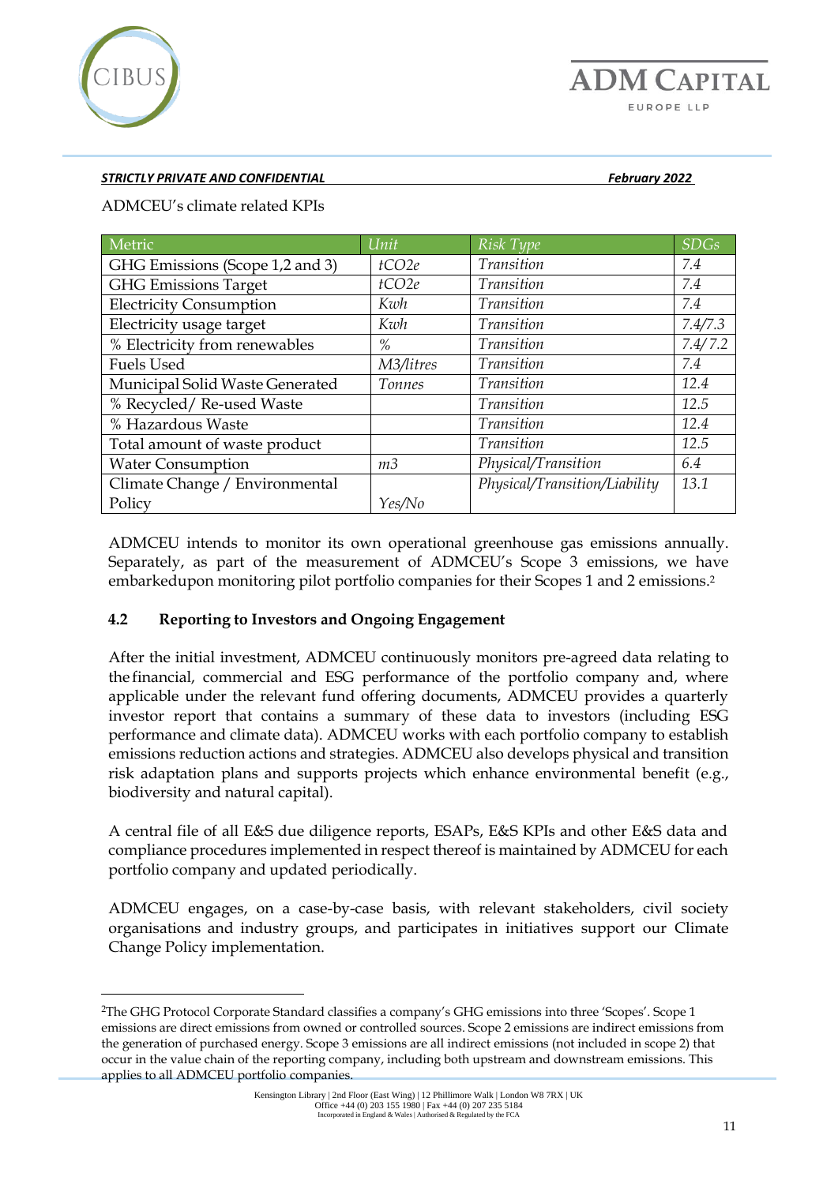***STRICTLY PRIVATE AND CONFIDENTIAL*** ***February 2022***

ADMCEU's climate related KPIs

| Metric | Unit | Risk Type | SDGs |
|---|---|---|---|
| GHG Emissions (Scope 1,2 and 3) | *tCO2e* | *Transition* | *7.4* |
| GHG Emissions Target | *tCO2e* | *Transition* | *7.4* |
| Electricity Consumption | *Kwh* | *Transition* | *7.4* |
| Electricity usage target | *Kwh* | *Transition* | *7.4/7.3* |
| % Electricity from renewables | *%* | *Transition* | *7.4/7.2* |
| Fuels Used | *M3/litres* | *Transition* | *7.4* |
| Municipal Solid Waste Generated | *Tonnes* | *Transition* | *12.4* |
| % Recycled/ Re-used Waste | | *Transition* | *12.5* |
| % Hazardous Waste | | *Transition* | *12.4* |
| Total amount of waste product | | *Transition* | *12.5* |
| Water Consumption | *m3* | *Physical/Transition* | *6.4* |
| Climate Change / Environmental Policy | *Yes/No* | *Physical/Transition/Liability* | *13.1* |

ADMCEU intends to monitor its own operational greenhouse gas emissions annually. Separately, as part of the measurement of ADMCEU's Scope 3 emissions, we have embarkedupon monitoring pilot portfolio companies for their Scopes 1 and 2 emissions.[2]

### 4.2 Reporting to Investors and Ongoing Engagement

After the initial investment, ADMCEU continuously monitors pre-agreed data relating to the financial, commercial and ESG performance of the portfolio company and, where applicable under the relevant fund offering documents, ADMCEU provides a quarterly investor report that contains a summary of these data to investors (including ESG performance and climate data). ADMCEU works with each portfolio company to establish emissions reduction actions and strategies. ADMCEU also develops physical and transition risk adaptation plans and supports projects which enhance environmental benefit (e.g., biodiversity and natural capital).

A central file of all E&S due diligence reports, ESAPs, E&S KPIs and other E&S data and compliance procedures implemented in respect thereof is maintained by ADMCEU for each portfolio company and updated periodically.

ADMCEU engages, on a case-by-case basis, with relevant stakeholders, civil society organisations and industry groups, and participates in initiatives support our Climate Change Policy implementation.

---

[2]The GHG Protocol Corporate Standard classifies a company's GHG emissions into three 'Scopes'. Scope 1 emissions are direct emissions from owned or controlled sources. Scope 2 emissions are indirect emissions from the generation of purchased energy. Scope 3 emissions are all indirect emissions (not included in scope 2) that occur in the value chain of the reporting company, including both upstream and downstream emissions. This applies to all ADMCEU portfolio companies.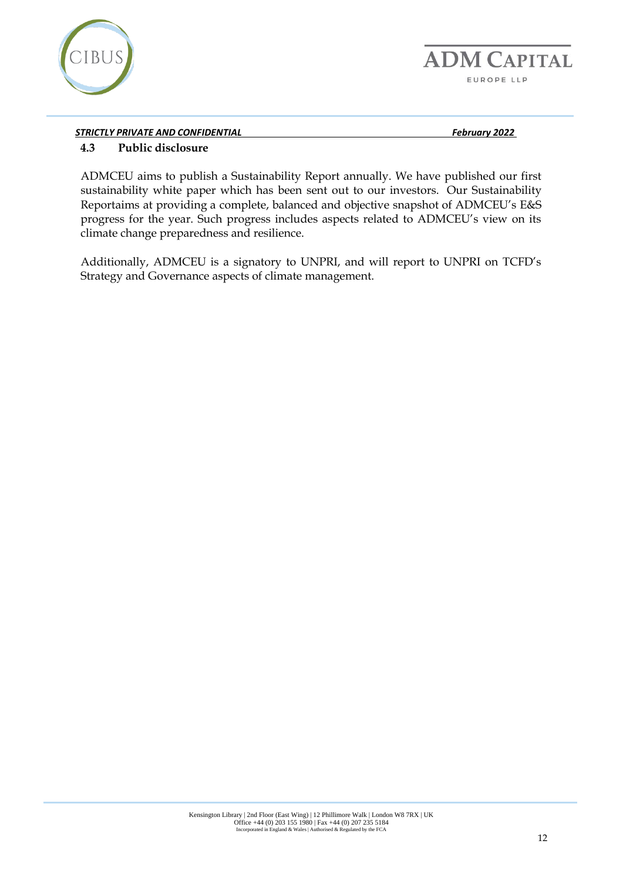### 4.3 Public disclosure

ADMCEU aims to publish a Sustainability Report annually. We have published our first sustainability white paper which has been sent out to our investors. Our Sustainability Reportaims at providing a complete, balanced and objective snapshot of ADMCEU's E&S progress for the year. Such progress includes aspects related to ADMCEU's view on its climate change preparedness and resilience.

Additionally, ADMCEU is a signatory to UNPRI, and will report to UNPRI on TCFD's Strategy and Governance aspects of climate management.